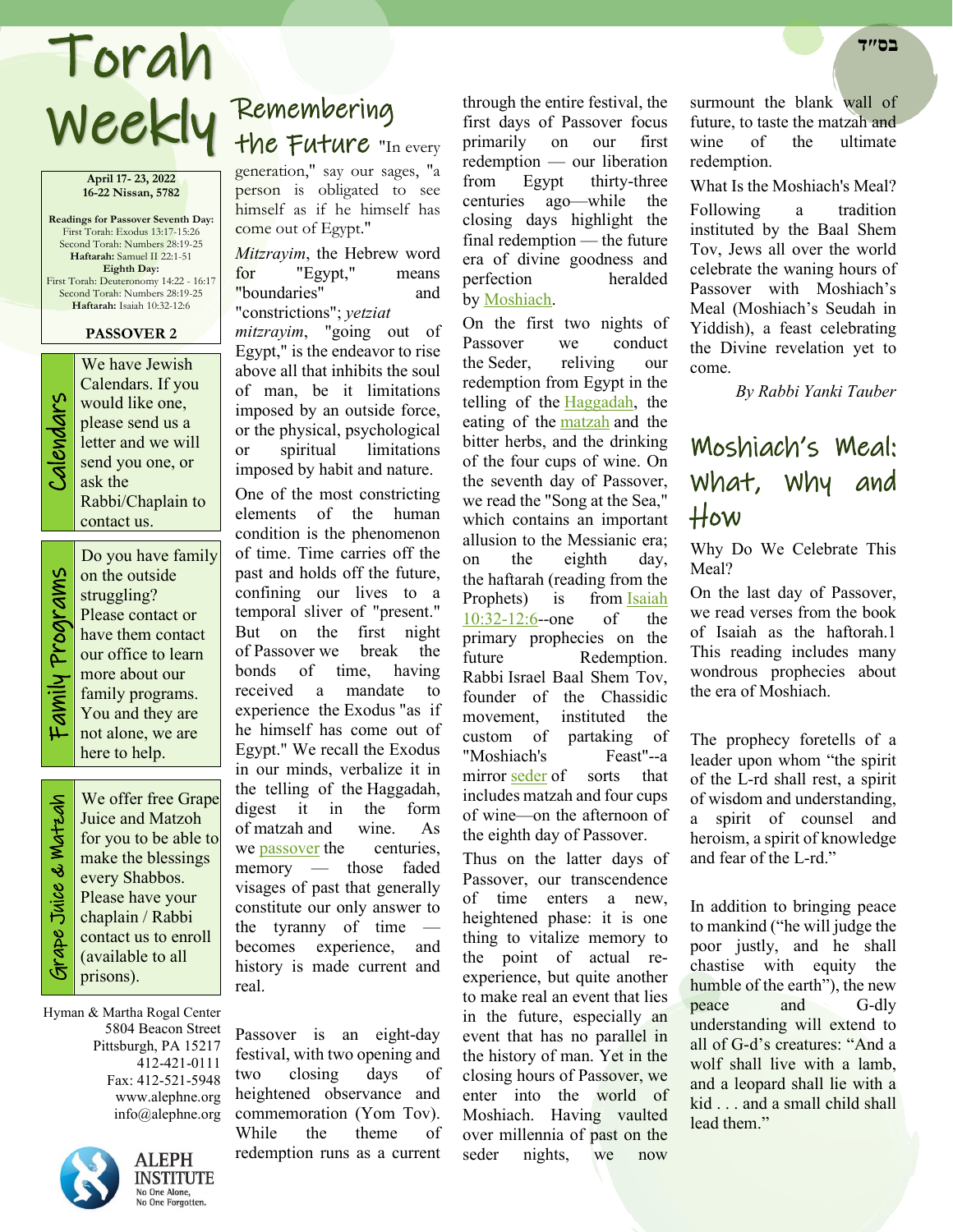בס״ד

# Torah Weekly

**April 17- 23, 2022**
**16-22 Nissan, 5782**

**Readings for Passover Seventh Day:**
First Torah: Exodus 13:17-15:26
Second Torah: Numbers 28:19-25
**Haftarah:** Samuel II 22:1-51
**Eighth Day:**
First Torah: Deuteronomy 14:22 - 16:17
Second Torah: Numbers 28:19-25
**Haftarah:** Isaiah 10:32-12:6

**PASSOVER 2**

**Calendars**

We have Jewish Calendars. If you would like one, please send us a letter and we will send you one, or ask the Rabbi/Chaplain to contact us.

**Family Programs**

Do you have family on the outside struggling? Please contact or have them contact our office to learn more about our family programs. You and they are not alone, we are here to help.

**Grape Juice & Matzah**

We offer free Grape Juice and Matzoh for you to be able to make the blessings every Shabbos. Please have your chaplain / Rabbi contact us to enroll (available to all prisons).

Hyman & Martha Rogal Center
5804 Beacon Street
Pittsburgh, PA 15217
412-421-0111
Fax: 412-521-5948
www.alephne.org
info@alephne.org

ALEPH INSTITUTE
No One Alone, No One Forgotten.

## Remembering the Future

"In every generation," say our sages, "a person is obligated to see himself as if he himself has come out of Egypt."

*Mitzrayim*, the Hebrew word for "Egypt," means "boundaries" and "constrictions"; *yetziat mitzrayim*, "going out of Egypt," is the endeavor to rise above all that inhibits the soul of man, be it limitations imposed by an outside force, or the physical, psychological or spiritual limitations imposed by habit and nature.

One of the most constricting elements of the human condition is the phenomenon of time. Time carries off the past and holds off the future, confining our lives to a temporal sliver of "present." But on the first night of Passover we break the bonds of time, having received a mandate to experience the Exodus "as if he himself has come out of Egypt." We recall the Exodus in our minds, verbalize it in the telling of the Haggadah, digest it in the form of matzah and wine. As we passover the centuries, memory — those faded visages of past that generally constitute our only answer to the tyranny of time — becomes experience, and history is made current and real.

Passover is an eight-day festival, with two opening and two closing days of heightened observance and commemoration (Yom Tov). While the theme of redemption runs as a current through the entire festival, the first days of Passover focus primarily on our first redemption — our liberation from Egypt thirty-three centuries ago—while the closing days highlight the final redemption — the future era of divine goodness and perfection heralded by Moshiach.

On the first two nights of Passover we conduct the Seder, reliving our redemption from Egypt in the telling of the Haggadah, the eating of the matzah and the bitter herbs, and the drinking of the four cups of wine. On the seventh day of Passover, we read the "Song at the Sea," which contains an important allusion to the Messianic era; on the eighth day, the haftarah (reading from the Prophets) is from Isaiah 10:32-12:6--one of the primary prophecies on the future Redemption. Rabbi Israel Baal Shem Tov, founder of the Chassidic movement, instituted the custom of partaking of "Moshiach's Feast"--a mirror seder of sorts that includes matzah and four cups of wine—on the afternoon of the eighth day of Passover.

Thus on the latter days of Passover, our transcendence of time enters a new, heightened phase: it is one thing to vitalize memory to the point of actual re-experience, but quite another to make real an event that lies in the future, especially an event that has no parallel in the history of man. Yet in the closing hours of Passover, we enter into the world of Moshiach. Having vaulted over millennia of past on the seder nights, we now surmount the blank wall of future, to taste the matzah and wine of the ultimate redemption.

What Is the Moshiach's Meal?

Following a tradition instituted by the Baal Shem Tov, Jews all over the world celebrate the waning hours of Passover with Moshiach's Meal (Moshiach's Seudah in Yiddish), a feast celebrating the Divine revelation yet to come.

*By Rabbi Yanki Tauber*

## Moshiach's Meal: What, Why and How

Why Do We Celebrate This Meal?

On the last day of Passover, we read verses from the book of Isaiah as the haftorah.1 This reading includes many wondrous prophecies about the era of Moshiach.

The prophecy foretells of a leader upon whom "the spirit of the L-rd shall rest, a spirit of wisdom and understanding, a spirit of counsel and heroism, a spirit of knowledge and fear of the L-rd."

In addition to bringing peace to mankind ("he will judge the poor justly, and he shall chastise with equity the humble of the earth"), the new peace and G-dly understanding will extend to all of G-d's creatures: "And a wolf shall live with a lamb, and a leopard shall lie with a kid . . . and a small child shall lead them."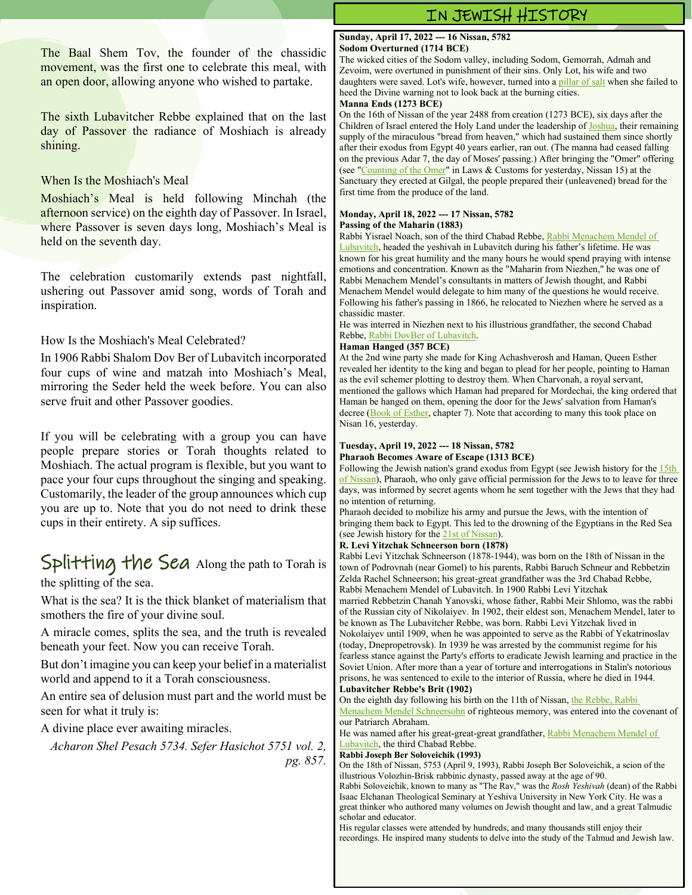The Baal Shem Tov, the founder of the chassidic movement, was the first one to celebrate this meal, with an open door, allowing anyone who wished to partake.

The sixth Lubavitcher Rebbe explained that on the last day of Passover the radiance of Moshiach is already shining.

### When Is the Moshiach's Meal

Moshiach's Meal is held following Minchah (the afternoon service) on the eighth day of Passover. In Israel, where Passover is seven days long, Moshiach's Meal is held on the seventh day.

The celebration customarily extends past nightfall, ushering out Passover amid song, words of Torah and inspiration.

### How Is the Moshiach's Meal Celebrated?

In 1906 Rabbi Shalom Dov Ber of Lubavitch incorporated four cups of wine and matzah into Moshiach's Meal, mirroring the Seder held the week before. You can also serve fruit and other Passover goodies.

If you will be celebrating with a group you can have people prepare stories or Torah thoughts related to Moshiach. The actual program is flexible, but you want to pace your four cups throughout the singing and speaking. Customarily, the leader of the group announces which cup you are up to. Note that you do not need to drink these cups in their entirety. A sip suffices.

## Splitting the Sea

Along the path to Torah is the splitting of the sea.

What is the sea? It is the thick blanket of materialism that smothers the fire of your divine soul.

A miracle comes, splits the sea, and the truth is revealed beneath your feet. Now you can receive Torah.

But don't imagine you can keep your belief in a materialist world and append to it a Torah consciousness.

An entire sea of delusion must part and the world must be seen for what it truly is:

A divine place ever awaiting miracles.

*Acharon Shel Pesach 5734. Sefer Hasichot 5751 vol. 2, pg. 857.*

## IN JEWISH HISTORY

**Sunday, April 17, 2022 --- 16 Nissan, 5782**

**Sodom Overturned (1714 BCE)**

The wicked cities of the Sodom valley, including Sodom, Gemorrah, Admah and Zevoim, were overturned in punishment of their sins. Only Lot, his wife and two daughters were saved. Lot's wife, however, turned into a pillar of salt when she failed to heed the Divine warning not to look back at the burning cities.

**Manna Ends (1273 BCE)**

On the 16th of Nissan of the year 2488 from creation (1273 BCE), six days after the Children of Israel entered the Holy Land under the leadership of Joshua, their remaining supply of the miraculous "bread from heaven," which had sustained them since shortly after their exodus from Egypt 40 years earlier, ran out. (The manna had ceased falling on the previous Adar 7, the day of Moses' passing.) After bringing the "Omer" offering (see "Counting of the Omer" in Laws & Customs for yesterday, Nissan 15) at the Sanctuary they erected at Gilgal, the people prepared their (unleavened) bread for the first time from the produce of the land.

**Monday, April 18, 2022 --- 17 Nissan, 5782**

**Passing of the Maharin (1883)**

Rabbi Yisrael Noach, son of the third Chabad Rebbe, Rabbi Menachem Mendel of Lubavitch, headed the yeshivah in Lubavitch during his father's lifetime. He was known for his great humility and the many hours he would spend praying with intense emotions and concentration. Known as the "Maharin from Niezhen," he was one of Rabbi Menachem Mendel's consultants in matters of Jewish thought, and Rabbi Menachem Mendel would delegate to him many of the questions he would receive. Following his father's passing in 1866, he relocated to Niezhen where he served as a chassidic master.

He was interred in Niezhen next to his illustrious grandfather, the second Chabad Rebbe, Rabbi DovBer of Lubavitch.

**Haman Hanged (357 BCE)**

At the 2nd wine party she made for King Achashverosh and Haman, Queen Esther revealed her identity to the king and began to plead for her people, pointing to Haman as the evil schemer plotting to destroy them. When Charvonah, a royal servant, mentioned the gallows which Haman had prepared for Mordechai, the king ordered that Haman be hanged on them, opening the door for the Jews' salvation from Haman's decree (Book of Esther, chapter 7). Note that according to many this took place on Nisan 16, yesterday.

**Tuesday, April 19, 2022 --- 18 Nissan, 5782**

**Pharaoh Becomes Aware of Escape (1313 BCE)**

Following the Jewish nation's grand exodus from Egypt (see Jewish history for the 15th of Nissan), Pharaoh, who only gave official permission for the Jews to to leave for three days, was informed by secret agents whom he sent together with the Jews that they had no intention of returning.

Pharaoh decided to mobilize his army and pursue the Jews, with the intention of bringing them back to Egypt. This led to the drowning of the Egyptians in the Red Sea (see Jewish history for the 21st of Nissan).

**R. Levi Yitzchak Schneerson born (1878)**

Rabbi Levi Yitzchak Schneerson (1878-1944), was born on the 18th of Nissan in the town of Podrovnah (near Gomel) to his parents, Rabbi Baruch Schneur and Rebbetzin Zelda Rachel Schneerson; his great-great grandfather was the 3rd Chabad Rebbe, Rabbi Menachem Mendel of Lubavitch. In 1900 Rabbi Levi Yitzchak married Rebbetzin Chanah Yanovski, whose father, Rabbi Meir Shlomo, was the rabbi of the Russian city of Nikolayev. In 1902, their eldest son, Menachem Mendel, later to be known as The Lubavitcher Rebbe, was born. Rabbi Levi Yitzchak lived in Nokolaiyev until 1909, when he was appointed to serve as the Rabbi of Yekatrinoslav (today, Dnepropetrovsk). In 1939 he was arrested by the communist regime for his fearless stance against the Party's efforts to eradicate Jewish learning and practice in the Soviet Union. After more than a year of torture and interrogations in Stalin's notorious prisons, he was sentenced to exile to the interior of Russia, where he died in 1944.

**Lubavitcher Rebbe's Brit (1902)**

On the eighth day following his birth on the 11th of Nissan, the Rebbe, Rabbi Menachem Mendel Schneersohn of righteous memory, was entered into the covenant of our Patriarch Abraham.

He was named after his great-great-great grandfather, Rabbi Menachem Mendel of Lubavitch, the third Chabad Rebbe.

**Rabbi Joseph Ber Soloveichik (1993)**

On the 18th of Nissan, 5753 (April 9, 1993), Rabbi Joseph Ber Soloveichik, a scion of the illustrious Volozhin-Brisk rabbinic dynasty, passed away at the age of 90.

Rabbi Soloveichik, known to many as "The Rav," was the *Rosh Yeshivah* (dean) of the Rabbi Isaac Elchanan Theological Seminary at Yeshiva University in New York City. He was a great thinker who authored many volumes on Jewish thought and law, and a great Talmudic scholar and educator.

His regular classes were attended by hundreds, and many thousands still enjoy their recordings. He inspired many students to delve into the study of the Talmud and Jewish law.